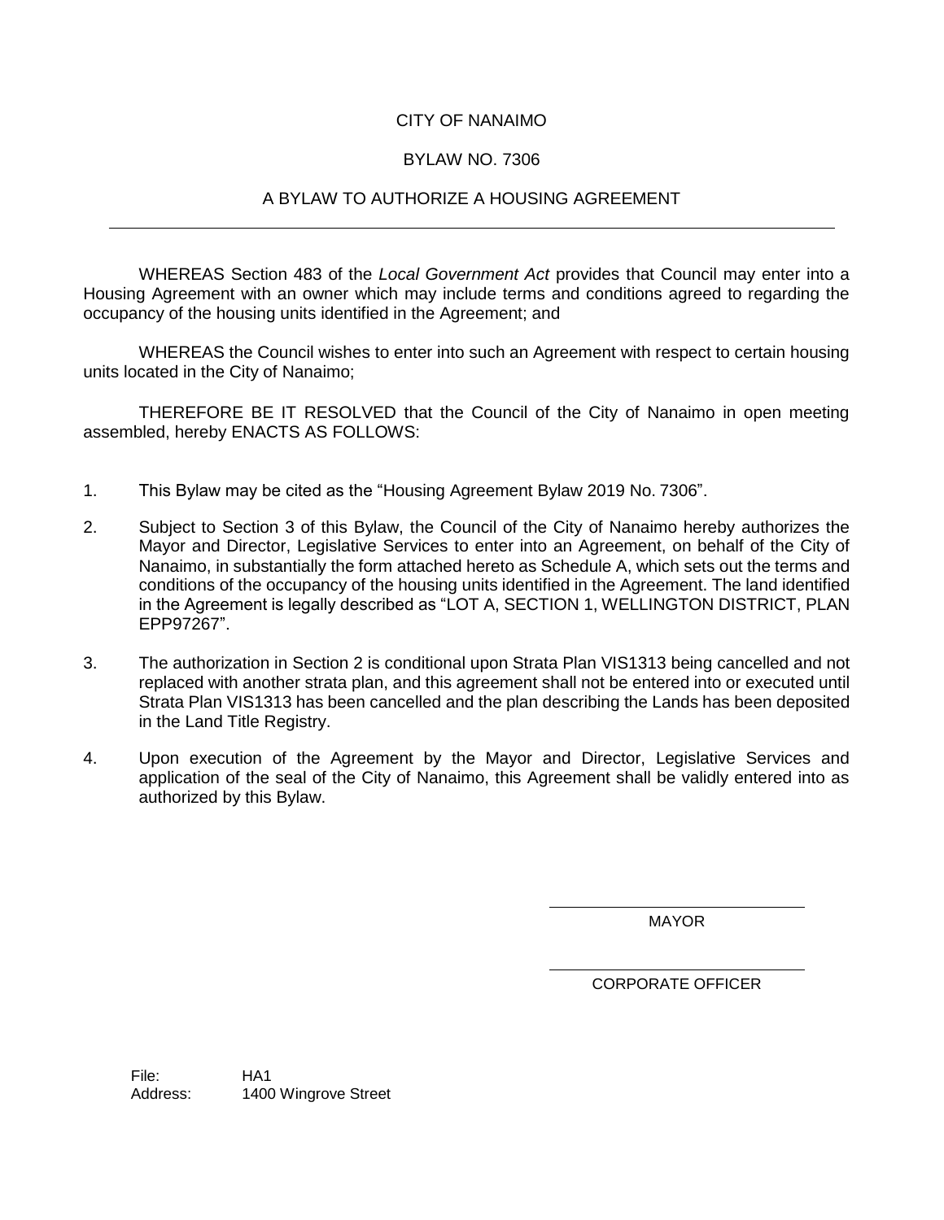CITY OF NANAIMO

BYLAW NO. 7306

A BYLAW TO AUTHORIZE A HOUSING AGREEMENT

---

WHEREAS Section 483 of the *Local Government Act* provides that Council may enter into a Housing Agreement with an owner which may include terms and conditions agreed to regarding the occupancy of the housing units identified in the Agreement; and

WHEREAS the Council wishes to enter into such an Agreement with respect to certain housing units located in the City of Nanaimo;

THEREFORE BE IT RESOLVED that the Council of the City of Nanaimo in open meeting assembled, hereby ENACTS AS FOLLOWS:

1. This Bylaw may be cited as the "Housing Agreement Bylaw 2019 No. 7306".

2. Subject to Section 3 of this Bylaw, the Council of the City of Nanaimo hereby authorizes the Mayor and Director, Legislative Services to enter into an Agreement, on behalf of the City of Nanaimo, in substantially the form attached hereto as Schedule A, which sets out the terms and conditions of the occupancy of the housing units identified in the Agreement. The land identified in the Agreement is legally described as "LOT A, SECTION 1, WELLINGTON DISTRICT, PLAN EPP97267".

3. The authorization in Section 2 is conditional upon Strata Plan VIS1313 being cancelled and not replaced with another strata plan, and this agreement shall not be entered into or executed until Strata Plan VIS1313 has been cancelled and the plan describing the Lands has been deposited in the Land Title Registry.

4. Upon execution of the Agreement by the Mayor and Director, Legislative Services and application of the seal of the City of Nanaimo, this Agreement shall be validly entered into as authorized by this Bylaw.

MAYOR

CORPORATE OFFICER

File: HA1
Address: 1400 Wingrove Street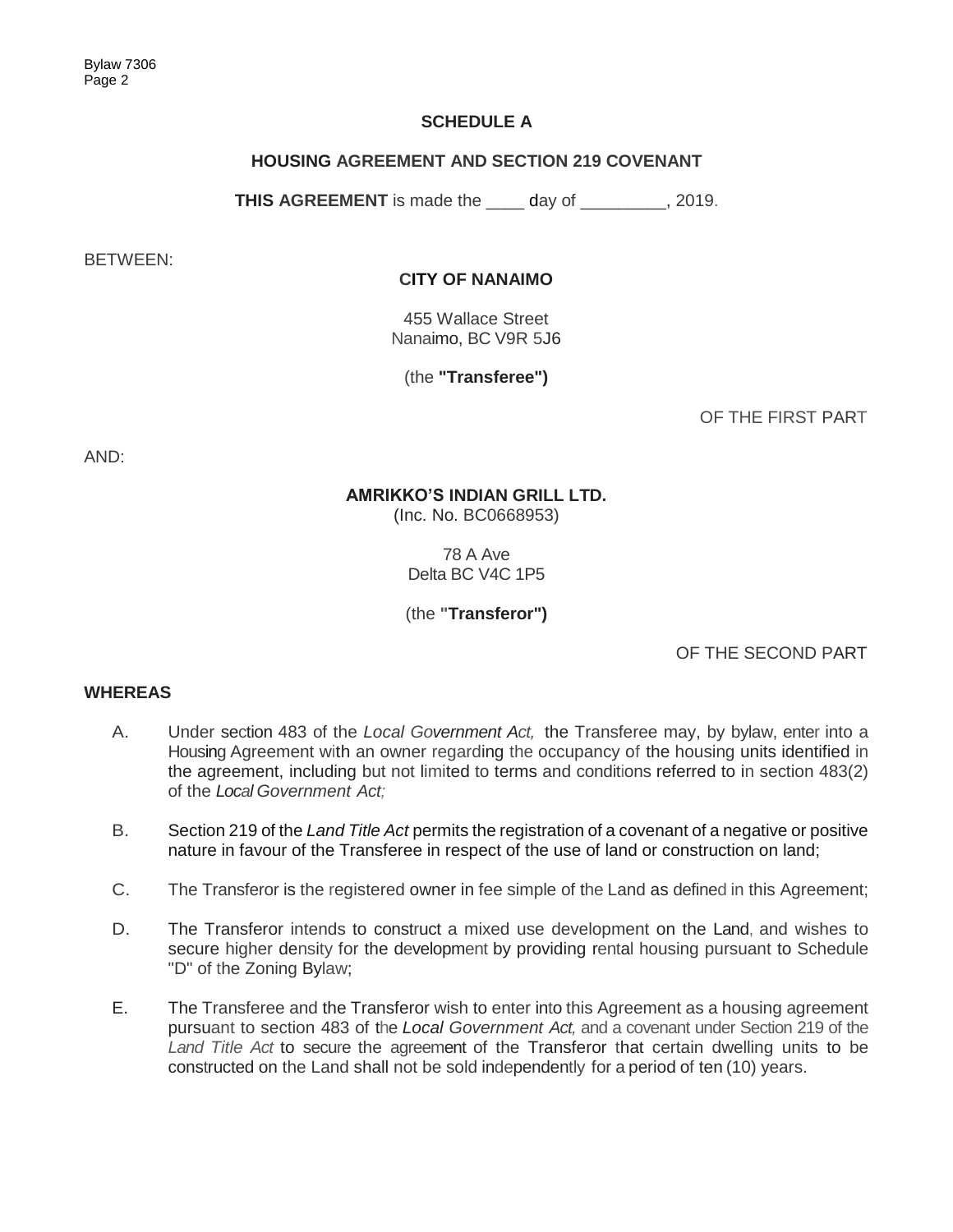## SCHEDULE A

## HOUSING AGREEMENT AND SECTION 219 COVENANT

**THIS AGREEMENT** is made the ____ day of _________, 2019.

BETWEEN:

**CITY OF NANAIMO**

455 Wallace Street
Nanaimo, BC V9R 5J6

(the **"Transferee")**

OF THE FIRST PART

AND:

**AMRIKKO'S INDIAN GRILL LTD.**
(Inc. No. BC0668953)

78 A Ave
Delta BC V4C 1P5

(the **"Transferor")**

OF THE SECOND PART

**WHEREAS**

A. Under section 483 of the *Local Government Act,* the Transferee may, by bylaw, enter into a Housing Agreement with an owner regarding the occupancy of the housing units identified in the agreement, including but not limited to terms and conditions referred to in section 483(2) of the *Local Government Act;*

B. Section 219 of the *Land Title Act* permits the registration of a covenant of a negative or positive nature in favour of the Transferee in respect of the use of land or construction on land;

C. The Transferor is the registered owner in fee simple of the Land as defined in this Agreement;

D. The Transferor intends to construct a mixed use development on the Land, and wishes to secure higher density for the development by providing rental housing pursuant to Schedule "D" of the Zoning Bylaw;

E. The Transferee and the Transferor wish to enter into this Agreement as a housing agreement pursuant to section 483 of the *Local Government Act,* and a covenant under Section 219 of the *Land Title Act* to secure the agreement of the Transferor that certain dwelling units to be constructed on the Land shall not be sold independently for a period of ten (10) years.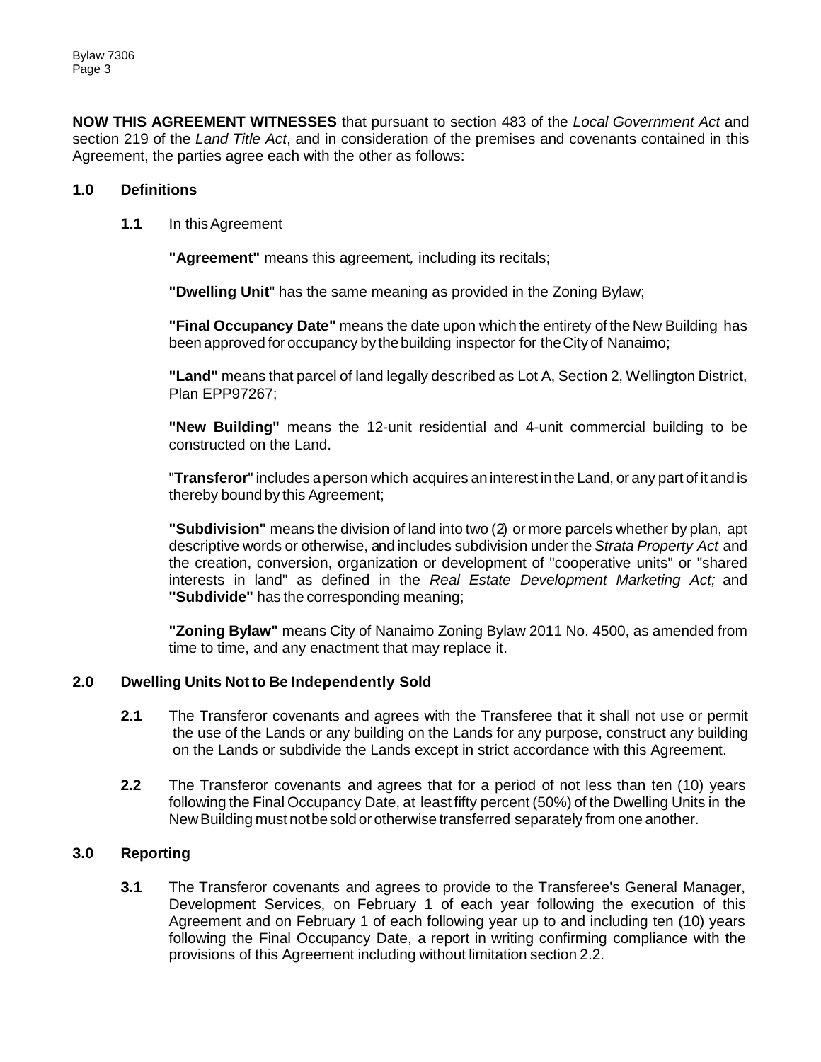**NOW THIS AGREEMENT WITNESSES** that pursuant to section 483 of the *Local Government Act* and section 219 of the *Land Title Act*, and in consideration of the premises and covenants contained in this Agreement, the parties agree each with the other as follows:

## 1.0 Definitions

**1.1** In this Agreement

**"Agreement"** means this agreement, including its recitals;

**"Dwelling Unit**" has the same meaning as provided in the Zoning Bylaw;

**"Final Occupancy Date"** means the date upon which the entirety of the New Building has been approved for occupancy by the building inspector for the City of Nanaimo;

**"Land"** means that parcel of land legally described as Lot A, Section 2, Wellington District, Plan EPP97267;

**"New Building"** means the 12-unit residential and 4-unit commercial building to be constructed on the Land.

"**Transferor**" includes a person which acquires an interest in the Land, or any part of it and is thereby bound by this Agreement;

**"Subdivision"** means the division of land into two (2) or more parcels whether by plan, apt descriptive words or otherwise, and includes subdivision under the *Strata Property Act* and the creation, conversion, organization or development of "cooperative units" or "shared interests in land" as defined in the *Real Estate Development Marketing Act;* and **"Subdivide"** has the corresponding meaning;

**"Zoning Bylaw"** means City of Nanaimo Zoning Bylaw 2011 No. 4500, as amended from time to time, and any enactment that may replace it.

## 2.0 Dwelling Units Not to Be Independently Sold

**2.1** The Transferor covenants and agrees with the Transferee that it shall not use or permit the use of the Lands or any building on the Lands for any purpose, construct any building on the Lands or subdivide the Lands except in strict accordance with this Agreement.

**2.2** The Transferor covenants and agrees that for a period of not less than ten (10) years following the Final Occupancy Date, at least fifty percent (50%) of the Dwelling Units in the New Building must not be sold or otherwise transferred separately from one another.

## 3.0 Reporting

**3.1** The Transferor covenants and agrees to provide to the Transferee's General Manager, Development Services, on February 1 of each year following the execution of this Agreement and on February 1 of each following year up to and including ten (10) years following the Final Occupancy Date, a report in writing confirming compliance with the provisions of this Agreement including without limitation section 2.2.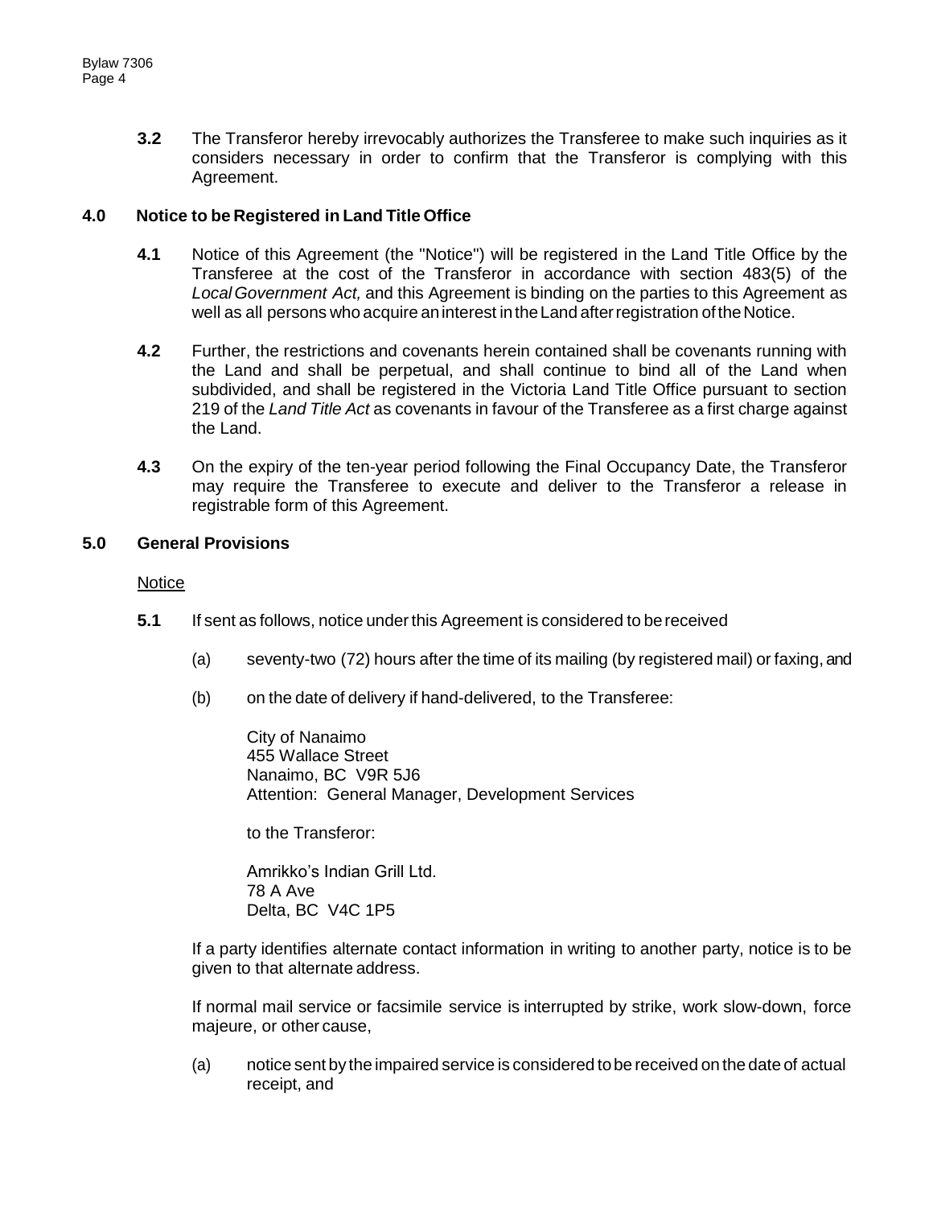**3.2** The Transferor hereby irrevocably authorizes the Transferee to make such inquiries as it considers necessary in order to confirm that the Transferor is complying with this Agreement.

## 4.0 Notice to be Registered in Land Title Office

**4.1** Notice of this Agreement (the "Notice") will be registered in the Land Title Office by the Transferee at the cost of the Transferor in accordance with section 483(5) of the *Local Government Act,* and this Agreement is binding on the parties to this Agreement as well as all persons who acquire an interest in the Land after registration of the Notice.

**4.2** Further, the restrictions and covenants herein contained shall be covenants running with the Land and shall be perpetual, and shall continue to bind all of the Land when subdivided, and shall be registered in the Victoria Land Title Office pursuant to section 219 of the *Land Title Act* as covenants in favour of the Transferee as a first charge against the Land.

**4.3** On the expiry of the ten-year period following the Final Occupancy Date, the Transferor may require the Transferee to execute and deliver to the Transferor a release in registrable form of this Agreement.

## 5.0 General Provisions

Notice

**5.1** If sent as follows, notice under this Agreement is considered to be received

(a) seventy-two (72) hours after the time of its mailing (by registered mail) or faxing, and

(b) on the date of delivery if hand-delivered, to the Transferee:

City of Nanaimo
455 Wallace Street
Nanaimo, BC V9R 5J6
Attention: General Manager, Development Services

to the Transferor:

Amrikko's Indian Grill Ltd.
78 A Ave
Delta, BC V4C 1P5

If a party identifies alternate contact information in writing to another party, notice is to be given to that alternate address.

If normal mail service or facsimile service is interrupted by strike, work slow-down, force majeure, or other cause,

(a) notice sent by the impaired service is considered to be received on the date of actual receipt, and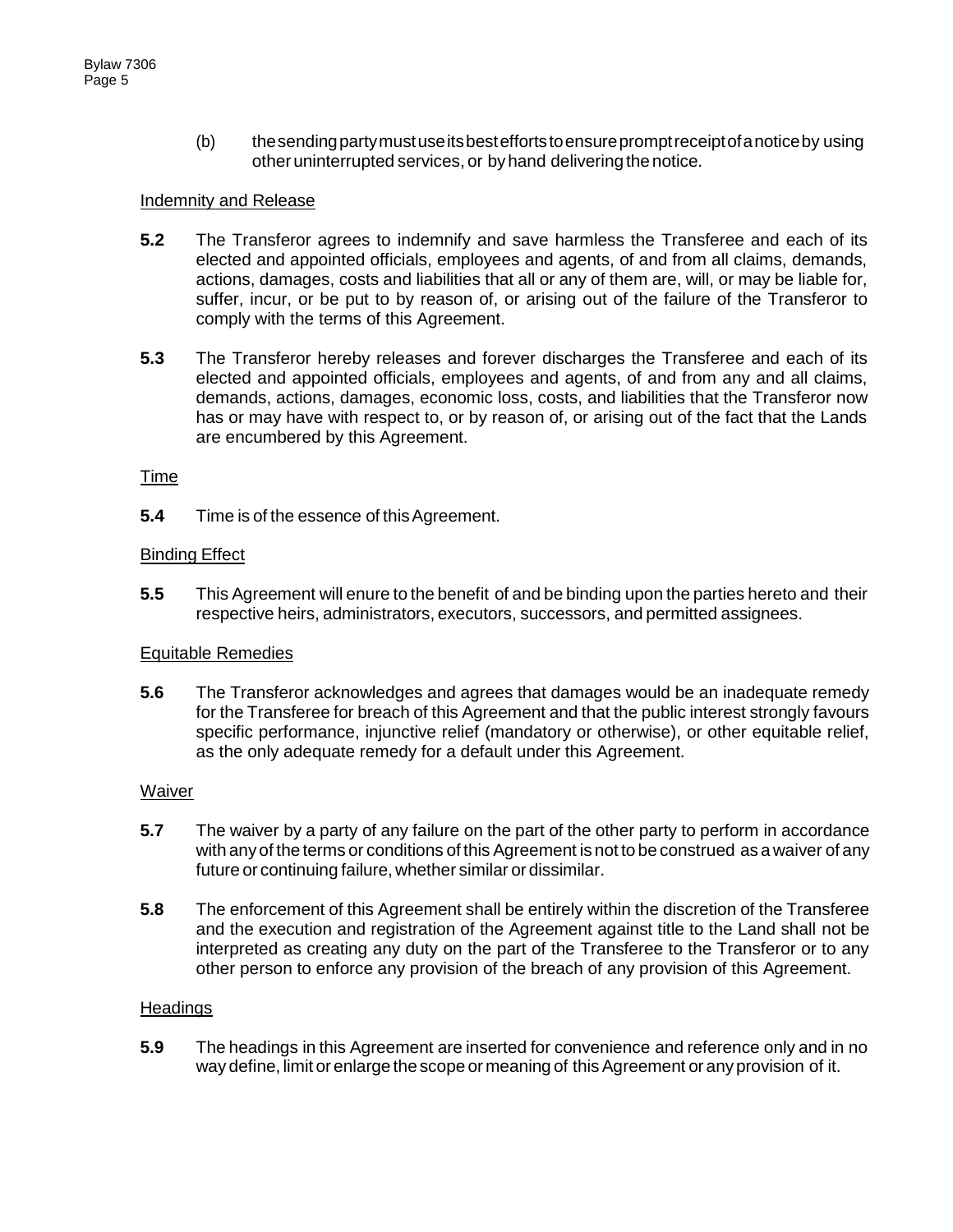(b) the sending party must use its best efforts to ensure prompt receipt of a notice by using other uninterrupted services, or by hand delivering the notice.

Indemnity and Release

**5.2** The Transferor agrees to indemnify and save harmless the Transferee and each of its elected and appointed officials, employees and agents, of and from all claims, demands, actions, damages, costs and liabilities that all or any of them are, will, or may be liable for, suffer, incur, or be put to by reason of, or arising out of the failure of the Transferor to comply with the terms of this Agreement.

**5.3** The Transferor hereby releases and forever discharges the Transferee and each of its elected and appointed officials, employees and agents, of and from any and all claims, demands, actions, damages, economic loss, costs, and liabilities that the Transferor now has or may have with respect to, or by reason of, or arising out of the fact that the Lands are encumbered by this Agreement.

Time

**5.4** Time is of the essence of this Agreement.

Binding Effect

**5.5** This Agreement will enure to the benefit of and be binding upon the parties hereto and their respective heirs, administrators, executors, successors, and permitted assignees.

Equitable Remedies

**5.6** The Transferor acknowledges and agrees that damages would be an inadequate remedy for the Transferee for breach of this Agreement and that the public interest strongly favours specific performance, injunctive relief (mandatory or otherwise), or other equitable relief, as the only adequate remedy for a default under this Agreement.

Waiver

**5.7** The waiver by a party of any failure on the part of the other party to perform in accordance with any of the terms or conditions of this Agreement is not to be construed as a waiver of any future or continuing failure, whether similar or dissimilar.

**5.8** The enforcement of this Agreement shall be entirely within the discretion of the Transferee and the execution and registration of the Agreement against title to the Land shall not be interpreted as creating any duty on the part of the Transferee to the Transferor or to any other person to enforce any provision of the breach of any provision of this Agreement.

Headings

**5.9** The headings in this Agreement are inserted for convenience and reference only and in no way define, limit or enlarge the scope or meaning of this Agreement or any provision of it.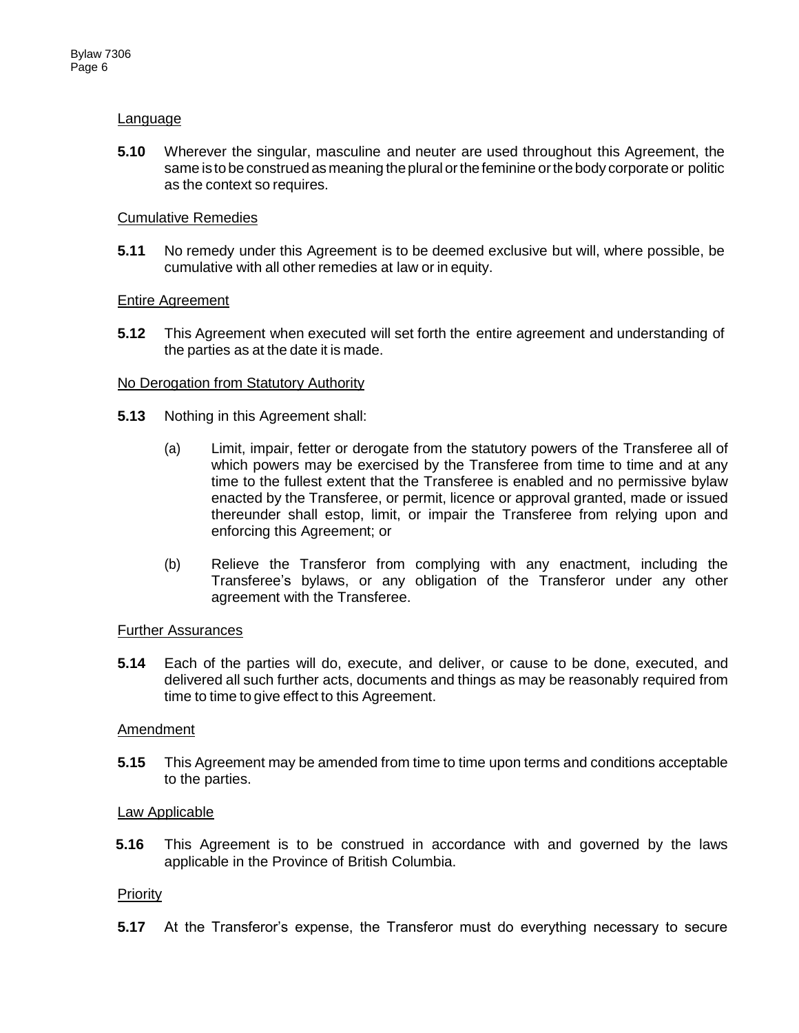Language

**5.10** Wherever the singular, masculine and neuter are used throughout this Agreement, the same is to be construed as meaning the plural or the feminine or the body corporate or politic as the context so requires.

Cumulative Remedies

**5.11** No remedy under this Agreement is to be deemed exclusive but will, where possible, be cumulative with all other remedies at law or in equity.

Entire Agreement

**5.12** This Agreement when executed will set forth the entire agreement and understanding of the parties as at the date it is made.

No Derogation from Statutory Authority

**5.13** Nothing in this Agreement shall:

(a) Limit, impair, fetter or derogate from the statutory powers of the Transferee all of which powers may be exercised by the Transferee from time to time and at any time to the fullest extent that the Transferee is enabled and no permissive bylaw enacted by the Transferee, or permit, licence or approval granted, made or issued thereunder shall estop, limit, or impair the Transferee from relying upon and enforcing this Agreement; or

(b) Relieve the Transferor from complying with any enactment, including the Transferee's bylaws, or any obligation of the Transferor under any other agreement with the Transferee.

Further Assurances

**5.14** Each of the parties will do, execute, and deliver, or cause to be done, executed, and delivered all such further acts, documents and things as may be reasonably required from time to time to give effect to this Agreement.

Amendment

**5.15** This Agreement may be amended from time to time upon terms and conditions acceptable to the parties.

Law Applicable

**5.16** This Agreement is to be construed in accordance with and governed by the laws applicable in the Province of British Columbia.

Priority

**5.17** At the Transferor's expense, the Transferor must do everything necessary to secure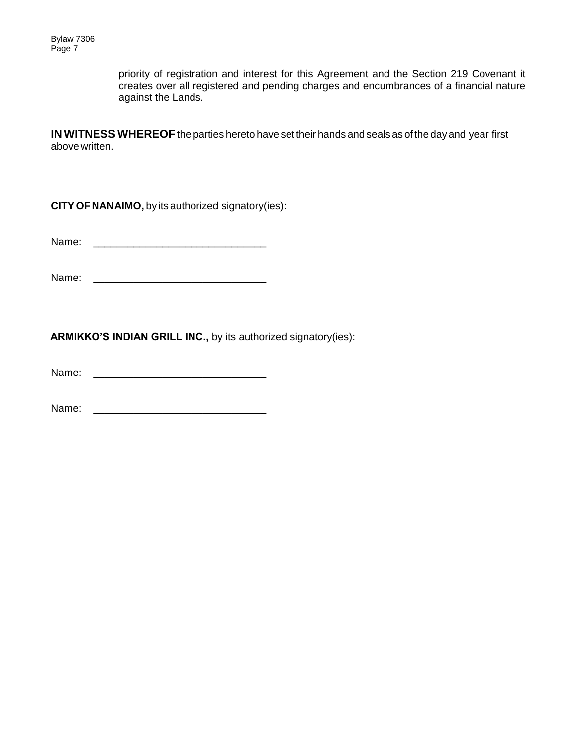priority of registration and interest for this Agreement and the Section 219 Covenant it creates over all registered and pending charges and encumbrances of a financial nature against the Lands.

**IN WITNESS WHEREOF** the parties hereto have set their hands and seals as of the day and year first above written.

**CITY OF NANAIMO,** by its authorized signatory(ies):

Name: ______________________________

Name: ______________________________

**ARMIKKO'S INDIAN GRILL INC.,** by its authorized signatory(ies):

Name: ______________________________

Name: ______________________________